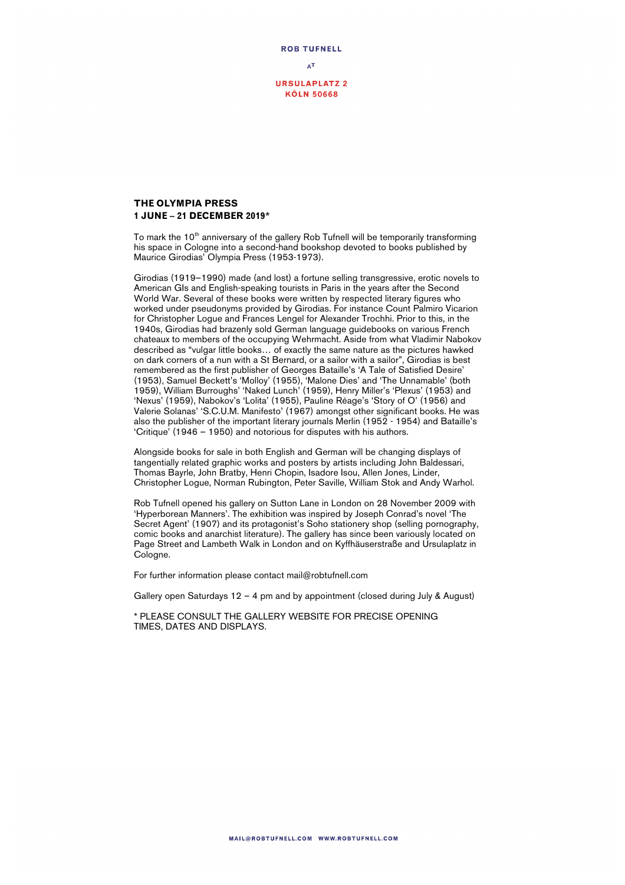**ROB TUFNELL**

AT

**URSULAPLATZ 2**
**KÖLN 50668**

## THE OLYMPIA PRESS
**1 JUNE – 21 DECEMBER 2019***

To mark the 10th anniversary of the gallery Rob Tufnell will be temporarily transforming his space in Cologne into a second-hand bookshop devoted to books published by Maurice Girodias' Olympia Press (1953-1973).

Girodias (1919–1990) made (and lost) a fortune selling transgressive, erotic novels to American GIs and English-speaking tourists in Paris in the years after the Second World War. Several of these books were written by respected literary figures who worked under pseudonyms provided by Girodias. For instance Count Palmiro Vicarion for Christopher Logue and Frances Lengel for Alexander Trochhi. Prior to this, in the 1940s, Girodias had brazenly sold German language guidebooks on various French chateaux to members of the occupying Wehrmacht. Aside from what Vladimir Nabokov described as "vulgar little books… of exactly the same nature as the pictures hawked on dark corners of a nun with a St Bernard, or a sailor with a sailor", Girodias is best remembered as the first publisher of Georges Bataille's 'A Tale of Satisfied Desire' (1953), Samuel Beckett's 'Molloy' (1955), 'Malone Dies' and 'The Unnamable' (both 1959), William Burroughs' 'Naked Lunch' (1959), Henry Miller's 'Plexus' (1953) and 'Nexus' (1959), Nabokov's 'Lolita' (1955), Pauline Réage's 'Story of O' (1956) and Valerie Solanas' 'S.C.U.M. Manifesto' (1967) amongst other significant books. He was also the publisher of the important literary journals Merlin (1952 - 1954) and Bataille's 'Critique' (1946 – 1950) and notorious for disputes with his authors.

Alongside books for sale in both English and German will be changing displays of tangentially related graphic works and posters by artists including John Baldessari, Thomas Bayrle, John Bratby, Henri Chopin, Isadore Isou, Allen Jones, Linder, Christopher Logue, Norman Rubington, Peter Saville, William Stok and Andy Warhol.

Rob Tufnell opened his gallery on Sutton Lane in London on 28 November 2009 with 'Hyperborean Manners'. The exhibition was inspired by Joseph Conrad's novel 'The Secret Agent' (1907) and its protagonist's Soho stationery shop (selling pornography, comic books and anarchist literature). The gallery has since been variously located on Page Street and Lambeth Walk in London and on Kyffhäuserstraße and Ursulaplatz in Cologne.

For further information please contact mail@robtufnell.com

Gallery open Saturdays 12 – 4 pm and by appointment (closed during July & August)

* PLEASE CONSULT THE GALLERY WEBSITE FOR PRECISE OPENING TIMES, DATES AND DISPLAYS.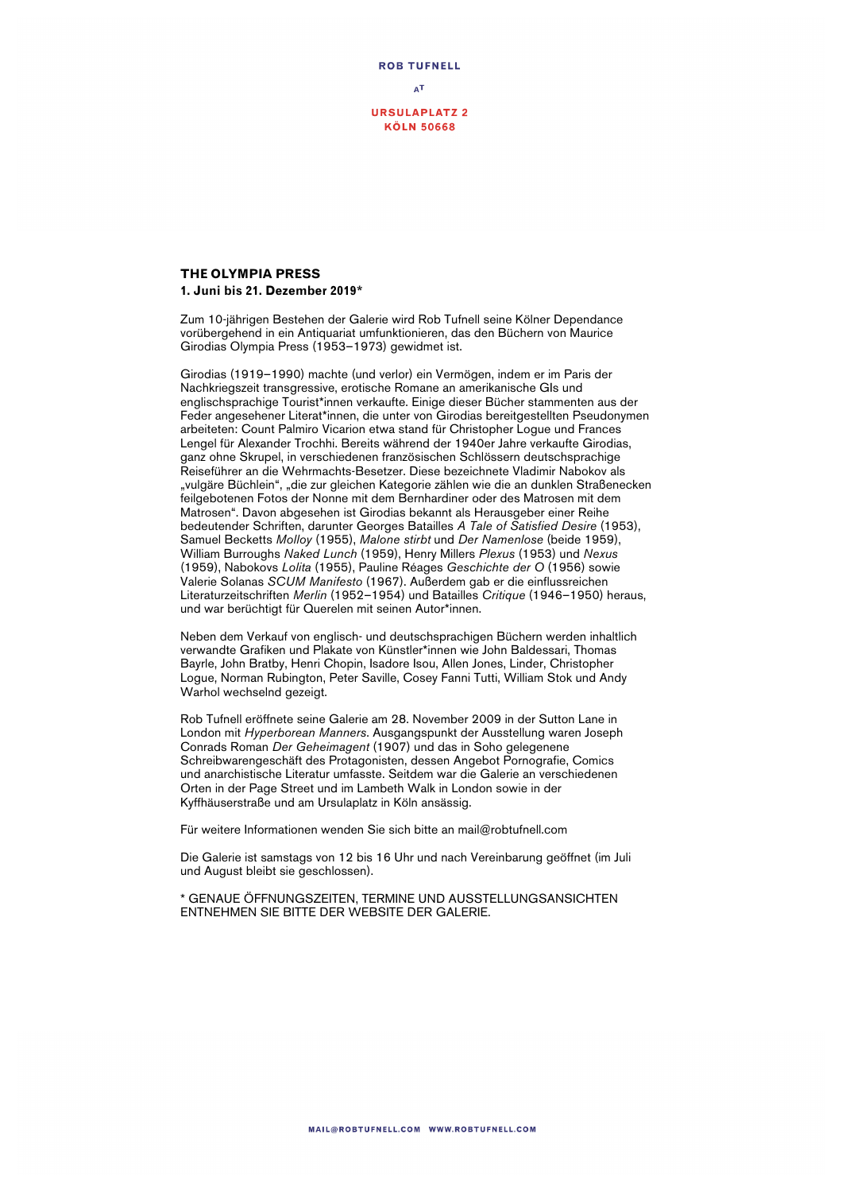ROB TUFNELL

AT

URSULAPLATZ 2
KÖLN 50668

## THE OLYMPIA PRESS

**1. Juni bis 21. Dezember 2019***

Zum 10-jährigen Bestehen der Galerie wird Rob Tufnell seine Kölner Dependance vorübergehend in ein Antiquariat umfunktionieren, das den Büchern von Maurice Girodias Olympia Press (1953–1973) gewidmet ist.

Girodias (1919–1990) machte (und verlor) ein Vermögen, indem er im Paris der Nachkriegszeit transgressive, erotische Romane an amerikanische GIs und englischsprachige Tourist*innen verkaufte. Einige dieser Bücher stammenten aus der Feder angesehener Literat*innen, die unter von Girodias bereitgestellten Pseudonymen arbeiteten: Count Palmiro Vicarion etwa stand für Christopher Logue und Frances Lengel für Alexander Trochhi. Bereits während der 1940er Jahre verkaufte Girodias, ganz ohne Skrupel, in verschiedenen französischen Schlössern deutschsprachige Reiseführer an die Wehrmachts-Besetzer. Diese bezeichnete Vladimir Nabokov als „vulgäre Büchlein", „die zur gleichen Kategorie zählen wie die an dunklen Straßenecken feilgebotenen Fotos der Nonne mit dem Bernhardiner oder des Matrosen mit dem Matrosen". Davon abgesehen ist Girodias bekannt als Herausgeber einer Reihe bedeutender Schriften, darunter Georges Batailles *A Tale of Satisfied Desire* (1953), Samuel Becketts *Molloy* (1955), *Malone stirbt* und *Der Namenlose* (beide 1959), William Burroughs *Naked Lunch* (1959), Henry Millers *Plexus* (1953) und *Nexus* (1959), Nabokovs *Lolita* (1955), Pauline Réages *Geschichte der O* (1956) sowie Valerie Solanas *SCUM Manifesto* (1967). Außerdem gab er die einflussreichen Literaturzeitschriften *Merlin* (1952–1954) und Batailles *Critique* (1946–1950) heraus, und war berüchtigt für Querelen mit seinen Autor*innen.

Neben dem Verkauf von englisch- und deutschsprachigen Büchern werden inhaltlich verwandte Grafiken und Plakate von Künstler*innen wie John Baldessari, Thomas Bayrle, John Bratby, Henri Chopin, Isadore Isou, Allen Jones, Linder, Christopher Logue, Norman Rubington, Peter Saville, Cosey Fanni Tutti, William Stok und Andy Warhol wechselnd gezeigt.

Rob Tufnell eröffnete seine Galerie am 28. November 2009 in der Sutton Lane in London mit *Hyperborean Manners*. Ausgangspunkt der Ausstellung waren Joseph Conrads Roman *Der Geheimagent* (1907) und das in Soho gelegenene Schreibwarengeschäft des Protagonisten, dessen Angebot Pornografie, Comics und anarchistische Literatur umfasste. Seitdem war die Galerie an verschiedenen Orten in der Page Street und im Lambeth Walk in London sowie in der Kyffhäuserstraße und am Ursulaplatz in Köln ansässig.

Für weitere Informationen wenden Sie sich bitte an mail@robtufnell.com

Die Galerie ist samstags von 12 bis 16 Uhr und nach Vereinbarung geöffnet (im Juli und August bleibt sie geschlossen).

* GENAUE ÖFFNUNGSZEITEN, TERMINE UND AUSSTELLUNGSANSICHTEN ENTNEHMEN SIE BITTE DER WEBSITE DER GALERIE.

MAIL@ROBTUFNELL.COM WWW.ROBTUFNELL.COM